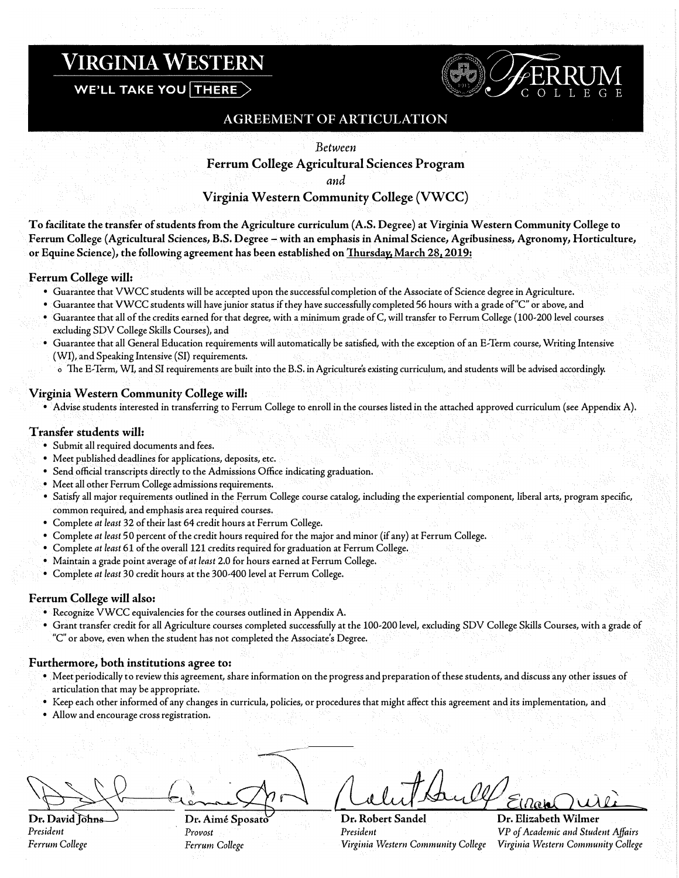# VIRGINIA WESTERN

WE'LL TAKE YOU THERE

FERRUM COLLEGE

## AGREEMENT OF ARTICULATION

*Between*

**Ferrum College Agricultural Sciences Program**

*and*

**Virginia Western Community College (VWCC)**

**To facilitate the transfer of students from the Agriculture curriculum (A.S. Degree) at Virginia Western Community College to Ferrum College (Agricultural Sciences, B.S. Degree – with an emphasis in Animal Science, Agribusiness, Agronomy, Horticulture, or Equine Science), the following agreement has been established on Thursday, March 28, 2019:**

### Ferrum College will:

- Guarantee that VWCC students will be accepted upon the successful completion of the Associate of Science degree in Agriculture.
- Guarantee that VWCC students will have junior status if they have successfully completed 56 hours with a grade of "C" or above, and
- Guarantee that all of the credits earned for that degree, with a minimum grade of C, will transfer to Ferrum College (100-200 level courses excluding SDV College Skills Courses), and
- Guarantee that all General Education requirements will automatically be satisfied, with the exception of an E-Term course, Writing Intensive (WI), and Speaking Intensive (SI) requirements.
  - The E-Term, WI, and SI requirements are built into the B.S. in Agriculture's existing curriculum, and students will be advised accordingly.

### Virginia Western Community College will:

- Advise students interested in transferring to Ferrum College to enroll in the courses listed in the attached approved curriculum (see Appendix A).

### Transfer students will:

- Submit all required documents and fees.
- Meet published deadlines for applications, deposits, etc.
- Send official transcripts directly to the Admissions Office indicating graduation.
- Meet all other Ferrum College admissions requirements.
- Satisfy all major requirements outlined in the Ferrum College course catalog, including the experiential component, liberal arts, program specific, common required, and emphasis area required courses.
- Complete *at least* 32 of their last 64 credit hours at Ferrum College.
- Complete *at least* 50 percent of the credit hours required for the major and minor (if any) at Ferrum College.
- Complete *at least* 61 of the overall 121 credits required for graduation at Ferrum College.
- Maintain a grade point average of *at least* 2.0 for hours earned at Ferrum College.
- Complete *at least* 30 credit hours at the 300-400 level at Ferrum College.

### Ferrum College will also:

- Recognize VWCC equivalencies for the courses outlined in Appendix A.
- Grant transfer credit for all Agriculture courses completed successfully at the 100-200 level, excluding SDV College Skills Courses, with a grade of "C" or above, even when the student has not completed the Associate's Degree.

### Furthermore, both institutions agree to:

- Meet periodically to review this agreement, share information on the progress and preparation of these students, and discuss any other issues of articulation that may be appropriate.
- Keep each other informed of any changes in curricula, policies, or procedures that might affect this agreement and its implementation, and
- Allow and encourage cross registration.

| | | | |
|---|---|---|---|
| **Dr. David Johns**<br>*President*<br>*Ferrum College* | **Dr. Aimé Sposato**<br>*Provost*<br>*Ferrum College* | **Dr. Robert Sandel**<br>*President*<br>*Virginia Western Community College* | **Dr. Elizabeth Wilmer**<br>*VP of Academic and Student Affairs*<br>*Virginia Western Community College* |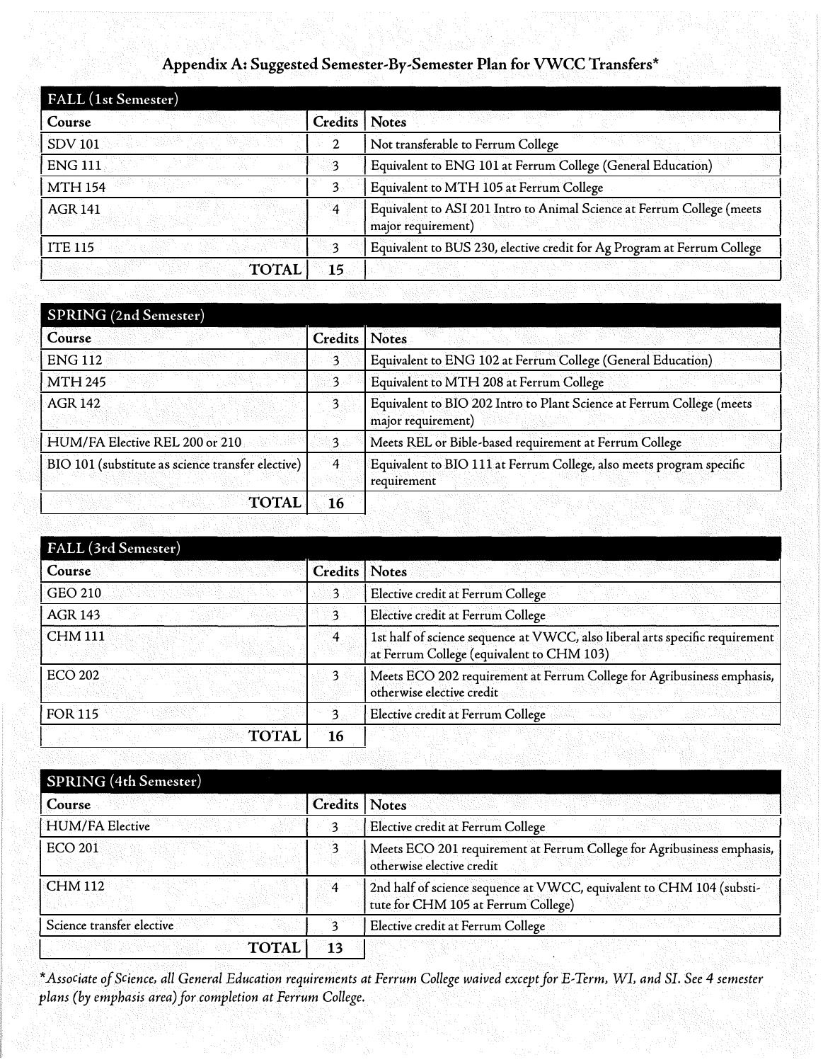## Appendix A: Suggested Semester-By-Semester Plan for VWCC Transfers*

| FALL (1st Semester) | | |
|---|---|---|
| **Course** | **Credits** | **Notes** |
| SDV 101 | 2 | Not transferable to Ferrum College |
| ENG 111 | 3 | Equivalent to ENG 101 at Ferrum College (General Education) |
| MTH 154 | 3 | Equivalent to MTH 105 at Ferrum College |
| AGR 141 | 4 | Equivalent to ASI 201 Intro to Animal Science at Ferrum College (meets major requirement) |
| ITE 115 | 3 | Equivalent to BUS 230, elective credit for Ag Program at Ferrum College |
| **TOTAL** | **15** | |

| SPRING (2nd Semester) | | |
|---|---|---|
| **Course** | **Credits** | **Notes** |
| ENG 112 | 3 | Equivalent to ENG 102 at Ferrum College (General Education) |
| MTH 245 | 3 | Equivalent to MTH 208 at Ferrum College |
| AGR 142 | 3 | Equivalent to BIO 202 Intro to Plant Science at Ferrum College (meets major requirement) |
| HUM/FA Elective REL 200 or 210 | 3 | Meets REL or Bible-based requirement at Ferrum College |
| BIO 101 (substitute as science transfer elective) | 4 | Equivalent to BIO 111 at Ferrum College, also meets program specific requirement |
| **TOTAL** | **16** | |

| FALL (3rd Semester) | | |
|---|---|---|
| **Course** | **Credits** | **Notes** |
| GEO 210 | 3 | Elective credit at Ferrum College |
| AGR 143 | 3 | Elective credit at Ferrum College |
| CHM 111 | 4 | 1st half of science sequence at VWCC, also liberal arts specific requirement at Ferrum College (equivalent to CHM 103) |
| ECO 202 | 3 | Meets ECO 202 requirement at Ferrum College for Agribusiness emphasis, otherwise elective credit |
| FOR 115 | 3 | Elective credit at Ferrum College |
| **TOTAL** | **16** | |

| SPRING (4th Semester) | | |
|---|---|---|
| **Course** | **Credits** | **Notes** |
| HUM/FA Elective | 3 | Elective credit at Ferrum College |
| ECO 201 | 3 | Meets ECO 201 requirement at Ferrum College for Agribusiness emphasis, otherwise elective credit |
| CHM 112 | 4 | 2nd half of science sequence at VWCC, equivalent to CHM 104 (substitute for CHM 105 at Ferrum College) |
| Science transfer elective | 3 | Elective credit at Ferrum College |
| **TOTAL** | **13** | |

**Associate of Science, all General Education requirements at Ferrum College waived except for E-Term, WI, and SI. See 4 semester plans (by emphasis area) for completion at Ferrum College.*